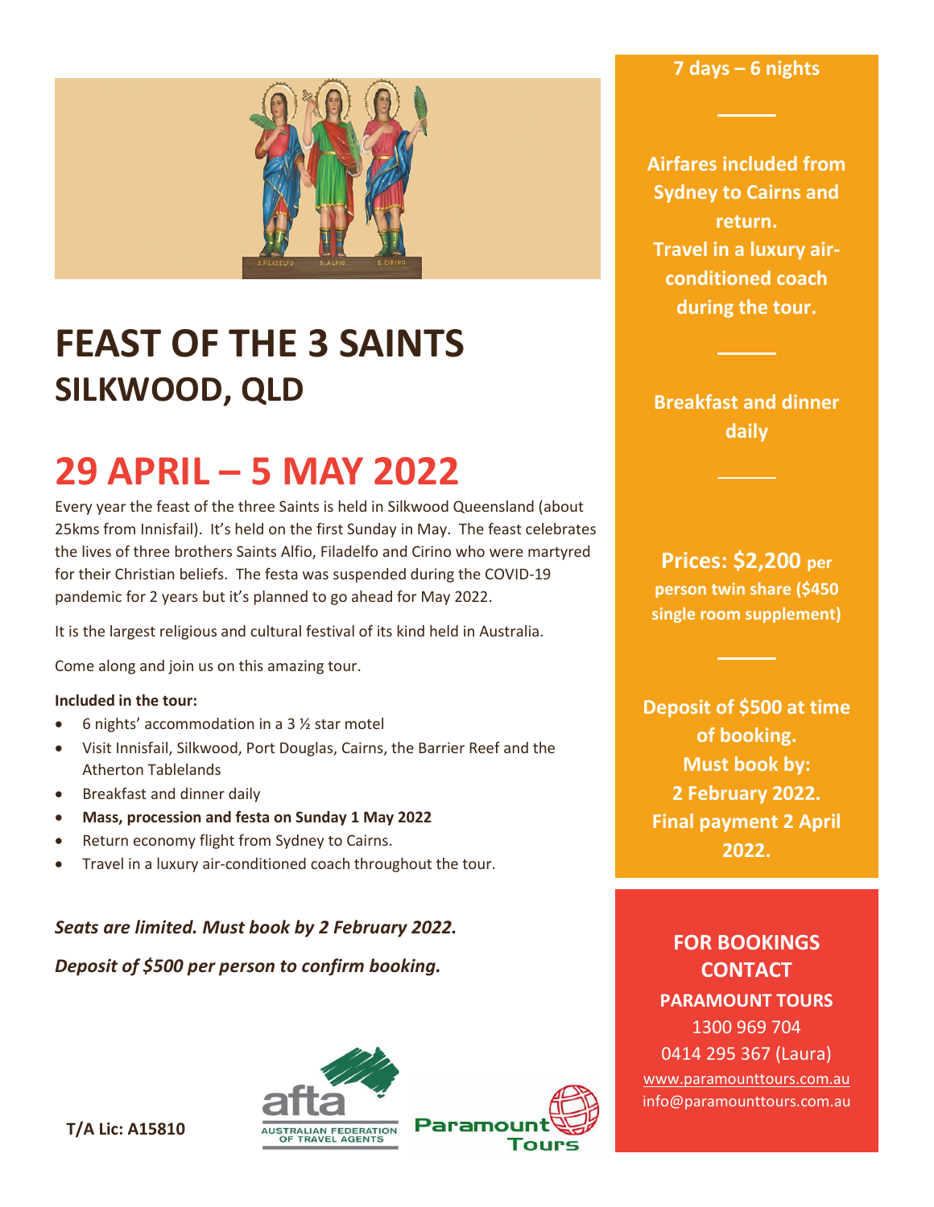# FEAST OF THE 3 SAINTS
## SILKWOOD, QLD

# 29 APRIL – 5 MAY 2022

Every year the feast of the three Saints is held in Silkwood Queensland (about 25kms from Innisfail). It's held on the first Sunday in May. The feast celebrates the lives of three brothers Saints Alfio, Filadelfo and Cirino who were martyred for their Christian beliefs. The festa was suspended during the COVID-19 pandemic for 2 years but it's planned to go ahead for May 2022.

It is the largest religious and cultural festival of its kind held in Australia.

Come along and join us on this amazing tour.

**Included in the tour:**

- 6 nights' accommodation in a 3 ½ star motel
- Visit Innisfail, Silkwood, Port Douglas, Cairns, the Barrier Reef and the Atherton Tablelands
- Breakfast and dinner daily
- **Mass, procession and festa on Sunday 1 May 2022**
- Return economy flight from Sydney to Cairns.
- Travel in a luxury air-conditioned coach throughout the tour.

***Seats are limited. Must book by 2 February 2022.***

***Deposit of $500 per person to confirm booking.***

**7 days – 6 nights**

**Airfares included from Sydney to Cairns and return.**
**Travel in a luxury air-conditioned coach during the tour.**

**Breakfast and dinner daily**

**Prices: $2,200 per person twin share ($450 single room supplement)**

**Deposit of $500 at time of booking.**
**Must book by:**
**2 February 2022.**
**Final payment 2 April 2022.**

**FOR BOOKINGS CONTACT**

**PARAMOUNT TOURS**

1300 969 704

0414 295 367 (Laura)

www.paramounttours.com.au

info@paramounttours.com.au

**T/A Lic: A15810**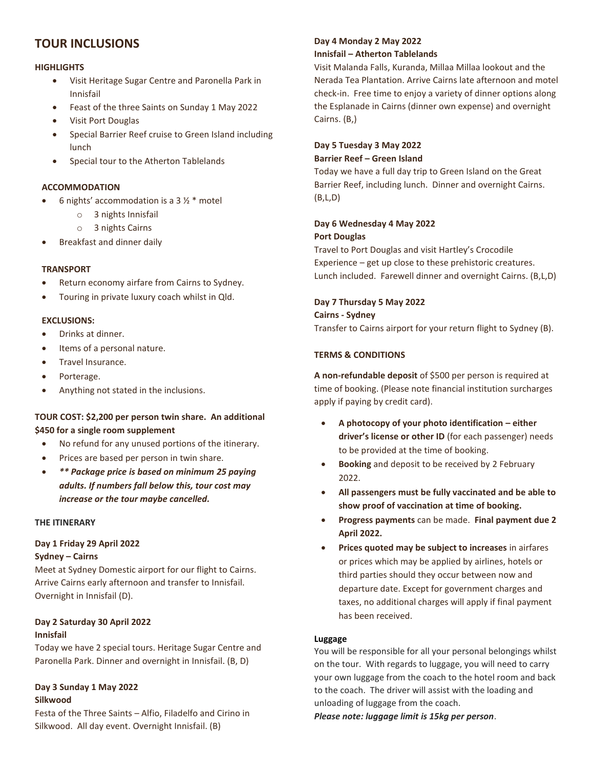# TOUR INCLUSIONS

**HIGHLIGHTS**

- Visit Heritage Sugar Centre and Paronella Park in Innisfail
- Feast of the three Saints on Sunday 1 May 2022
- Visit Port Douglas
- Special Barrier Reef cruise to Green Island including lunch
- Special tour to the Atherton Tablelands

**ACCOMMODATION**

- 6 nights' accommodation is a 3 ½ * motel
  - 3 nights Innisfail
  - 3 nights Cairns
- Breakfast and dinner daily

**TRANSPORT**

- Return economy airfare from Cairns to Sydney.
- Touring in private luxury coach whilst in Qld.

**EXCLUSIONS:**

- Drinks at dinner.
- Items of a personal nature.
- Travel Insurance.
- Porterage.
- Anything not stated in the inclusions.

**TOUR COST: $2,200 per person twin share. An additional $450 for a single room supplement**

- No refund for any unused portions of the itinerary.
- Prices are based per person in twin share.
- ***** Package price is based on minimum 25 paying adults. If numbers fall below this, tour cost may increase or the tour maybe cancelled.***

**THE ITINERARY**

**Day 1 Friday 29 April 2022**
**Sydney – Cairns**
Meet at Sydney Domestic airport for our flight to Cairns. Arrive Cairns early afternoon and transfer to Innisfail. Overnight in Innisfail (D).

**Day 2 Saturday 30 April 2022**
**Innisfail**
Today we have 2 special tours. Heritage Sugar Centre and Paronella Park. Dinner and overnight in Innisfail. (B, D)

**Day 3 Sunday 1 May 2022**
**Silkwood**
Festa of the Three Saints – Alfio, Filadelfo and Cirino in Silkwood. All day event. Overnight Innisfail. (B)

**Day 4 Monday 2 May 2022**
**Innisfail – Atherton Tablelands**
Visit Malanda Falls, Kuranda, Millaa Millaa lookout and the Nerada Tea Plantation. Arrive Cairns late afternoon and motel check-in. Free time to enjoy a variety of dinner options along the Esplanade in Cairns (dinner own expense) and overnight Cairns. (B,)

**Day 5 Tuesday 3 May 2022**
**Barrier Reef – Green Island**
Today we have a full day trip to Green Island on the Great Barrier Reef, including lunch. Dinner and overnight Cairns. (B,L,D)

**Day 6 Wednesday 4 May 2022**
**Port Douglas**
Travel to Port Douglas and visit Hartley's Crocodile Experience – get up close to these prehistoric creatures. Lunch included. Farewell dinner and overnight Cairns. (B,L,D)

**Day 7 Thursday 5 May 2022**
**Cairns - Sydney**
Transfer to Cairns airport for your return flight to Sydney (B).

**TERMS & CONDITIONS**

**A non-refundable deposit** of $500 per person is required at time of booking. (Please note financial institution surcharges apply if paying by credit card).

- **A photocopy of your photo identification – either driver's license or other ID** (for each passenger) needs to be provided at the time of booking.
- **Booking** and deposit to be received by 2 February 2022.
- **All passengers must be fully vaccinated and be able to show proof of vaccination at time of booking.**
- **Progress payments** can be made. **Final payment due 2 April 2022.**
- **Prices quoted may be subject to increases** in airfares or prices which may be applied by airlines, hotels or third parties should they occur between now and departure date. Except for government charges and taxes, no additional charges will apply if final payment has been received.

**Luggage**
You will be responsible for all your personal belongings whilst on the tour. With regards to luggage, you will need to carry your own luggage from the coach to the hotel room and back to the coach. The driver will assist with the loading and unloading of luggage from the coach.
***Please note: luggage limit is 15kg per person***.